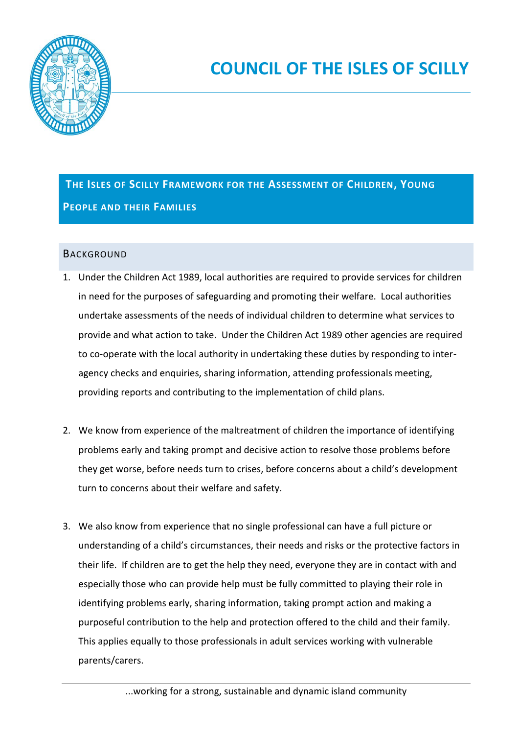# COUNCIL OF THE ISLES OF SCILLY

## The Isles of Scilly Framework for the Assessment of Children, Young People and their Families

### Background

1. Under the Children Act 1989, local authorities are required to provide services for children in need for the purposes of safeguarding and promoting their welfare. Local authorities undertake assessments of the needs of individual children to determine what services to provide and what action to take. Under the Children Act 1989 other agencies are required to co-operate with the local authority in undertaking these duties by responding to inter-agency checks and enquiries, sharing information, attending professionals meeting, providing reports and contributing to the implementation of child plans.

2. We know from experience of the maltreatment of children the importance of identifying problems early and taking prompt and decisive action to resolve those problems before they get worse, before needs turn to crises, before concerns about a child's development turn to concerns about their welfare and safety.

3. We also know from experience that no single professional can have a full picture or understanding of a child's circumstances, their needs and risks or the protective factors in their life. If children are to get the help they need, everyone they are in contact with and especially those who can provide help must be fully committed to playing their role in identifying problems early, sharing information, taking prompt action and making a purposeful contribution to the help and protection offered to the child and their family. This applies equally to those professionals in adult services working with vulnerable parents/carers.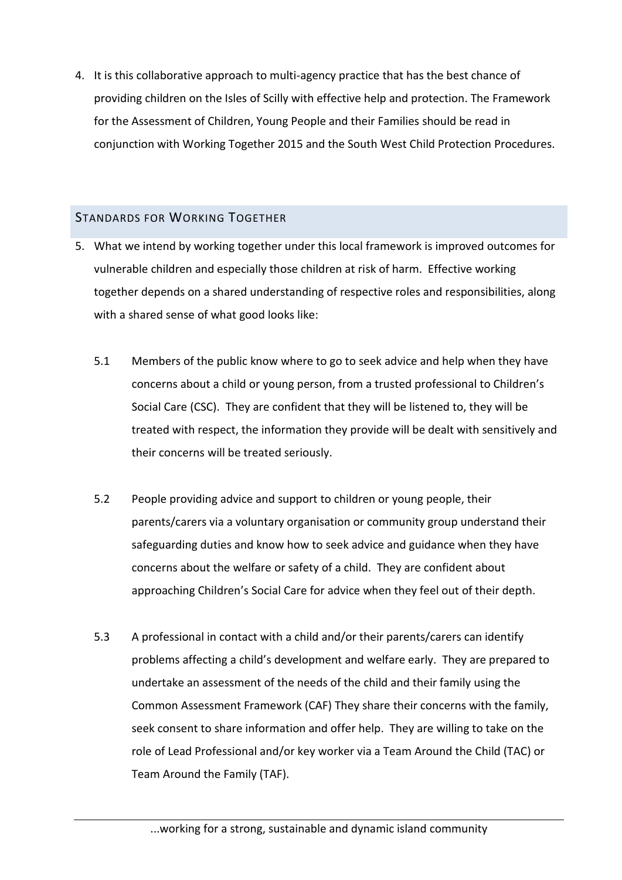4. It is this collaborative approach to multi-agency practice that has the best chance of providing children on the Isles of Scilly with effective help and protection. The Framework for the Assessment of Children, Young People and their Families should be read in conjunction with Working Together 2015 and the South West Child Protection Procedures.

## Standards for Working Together

5. What we intend by working together under this local framework is improved outcomes for vulnerable children and especially those children at risk of harm. Effective working together depends on a shared understanding of respective roles and responsibilities, along with a shared sense of what good looks like:

   5.1 Members of the public know where to go to seek advice and help when they have concerns about a child or young person, from a trusted professional to Children's Social Care (CSC). They are confident that they will be listened to, they will be treated with respect, the information they provide will be dealt with sensitively and their concerns will be treated seriously.

   5.2 People providing advice and support to children or young people, their parents/carers via a voluntary organisation or community group understand their safeguarding duties and know how to seek advice and guidance when they have concerns about the welfare or safety of a child. They are confident about approaching Children's Social Care for advice when they feel out of their depth.

   5.3 A professional in contact with a child and/or their parents/carers can identify problems affecting a child's development and welfare early. They are prepared to undertake an assessment of the needs of the child and their family using the Common Assessment Framework (CAF) They share their concerns with the family, seek consent to share information and offer help. They are willing to take on the role of Lead Professional and/or key worker via a Team Around the Child (TAC) or Team Around the Family (TAF).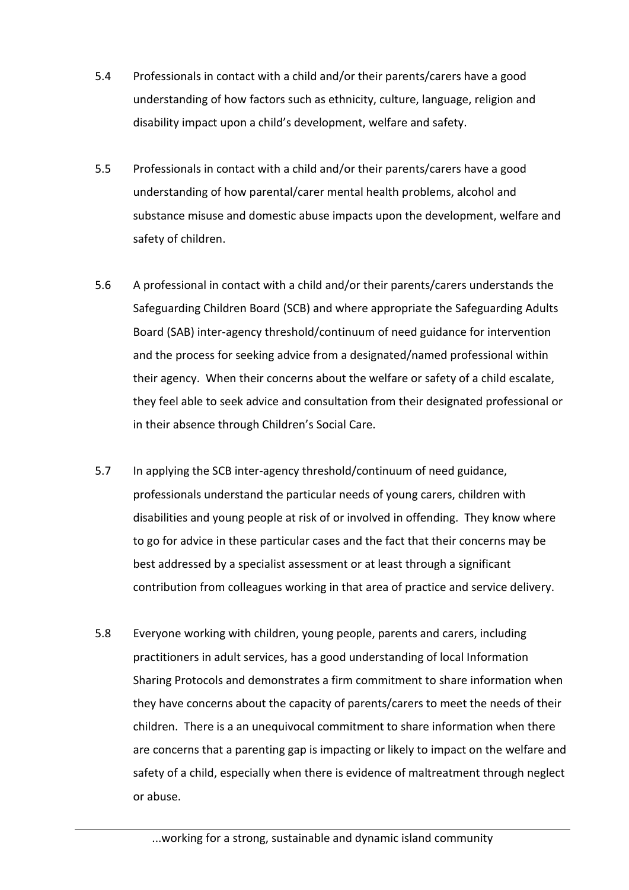5.4 Professionals in contact with a child and/or their parents/carers have a good understanding of how factors such as ethnicity, culture, language, religion and disability impact upon a child's development, welfare and safety.

5.5 Professionals in contact with a child and/or their parents/carers have a good understanding of how parental/carer mental health problems, alcohol and substance misuse and domestic abuse impacts upon the development, welfare and safety of children.

5.6 A professional in contact with a child and/or their parents/carers understands the Safeguarding Children Board (SCB) and where appropriate the Safeguarding Adults Board (SAB) inter-agency threshold/continuum of need guidance for intervention and the process for seeking advice from a designated/named professional within their agency. When their concerns about the welfare or safety of a child escalate, they feel able to seek advice and consultation from their designated professional or in their absence through Children's Social Care.

5.7 In applying the SCB inter-agency threshold/continuum of need guidance, professionals understand the particular needs of young carers, children with disabilities and young people at risk of or involved in offending. They know where to go for advice in these particular cases and the fact that their concerns may be best addressed by a specialist assessment or at least through a significant contribution from colleagues working in that area of practice and service delivery.

5.8 Everyone working with children, young people, parents and carers, including practitioners in adult services, has a good understanding of local Information Sharing Protocols and demonstrates a firm commitment to share information when they have concerns about the capacity of parents/carers to meet the needs of their children. There is a an unequivocal commitment to share information when there are concerns that a parenting gap is impacting or likely to impact on the welfare and safety of a child, especially when there is evidence of maltreatment through neglect or abuse.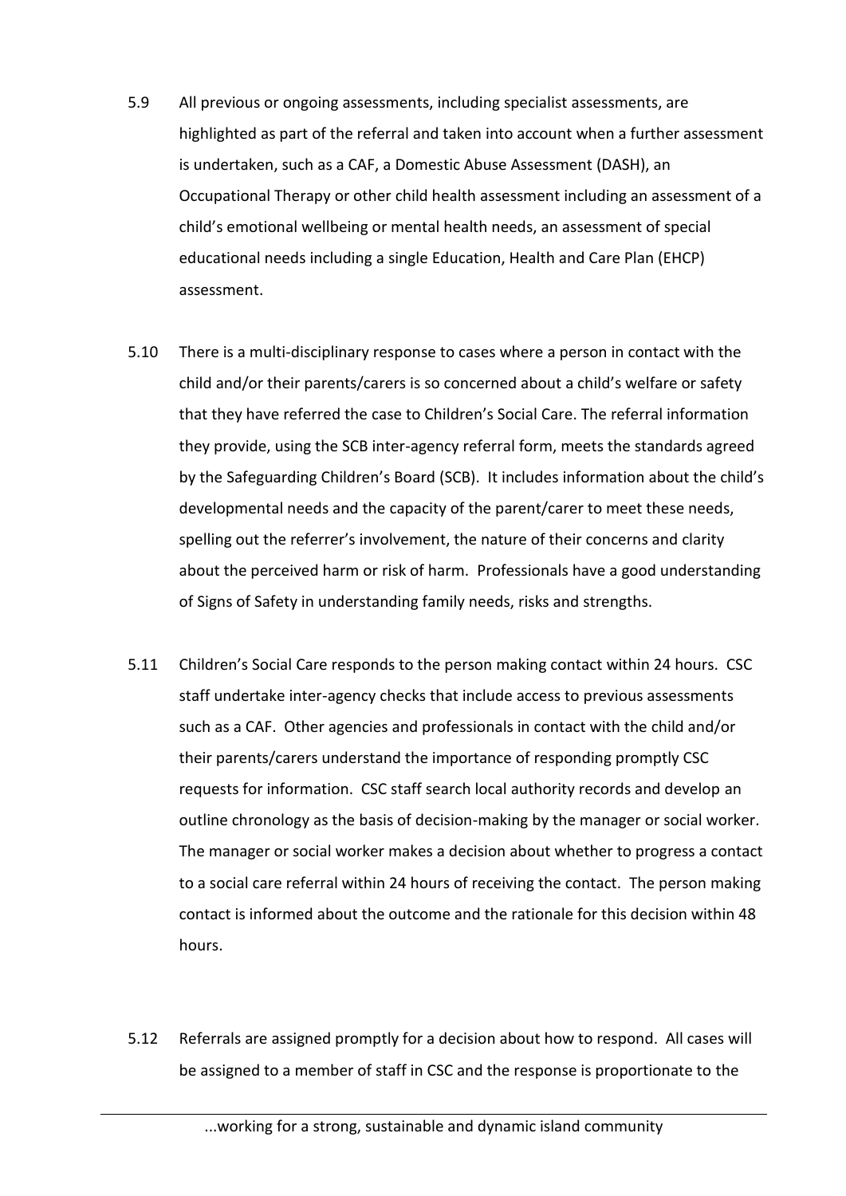5.9 All previous or ongoing assessments, including specialist assessments, are highlighted as part of the referral and taken into account when a further assessment is undertaken, such as a CAF, a Domestic Abuse Assessment (DASH), an Occupational Therapy or other child health assessment including an assessment of a child's emotional wellbeing or mental health needs, an assessment of special educational needs including a single Education, Health and Care Plan (EHCP) assessment.

5.10 There is a multi-disciplinary response to cases where a person in contact with the child and/or their parents/carers is so concerned about a child's welfare or safety that they have referred the case to Children's Social Care. The referral information they provide, using the SCB inter-agency referral form, meets the standards agreed by the Safeguarding Children's Board (SCB). It includes information about the child's developmental needs and the capacity of the parent/carer to meet these needs, spelling out the referrer's involvement, the nature of their concerns and clarity about the perceived harm or risk of harm. Professionals have a good understanding of Signs of Safety in understanding family needs, risks and strengths.

5.11 Children's Social Care responds to the person making contact within 24 hours. CSC staff undertake inter-agency checks that include access to previous assessments such as a CAF. Other agencies and professionals in contact with the child and/or their parents/carers understand the importance of responding promptly CSC requests for information. CSC staff search local authority records and develop an outline chronology as the basis of decision-making by the manager or social worker. The manager or social worker makes a decision about whether to progress a contact to a social care referral within 24 hours of receiving the contact. The person making contact is informed about the outcome and the rationale for this decision within 48 hours.

5.12 Referrals are assigned promptly for a decision about how to respond. All cases will be assigned to a member of staff in CSC and the response is proportionate to the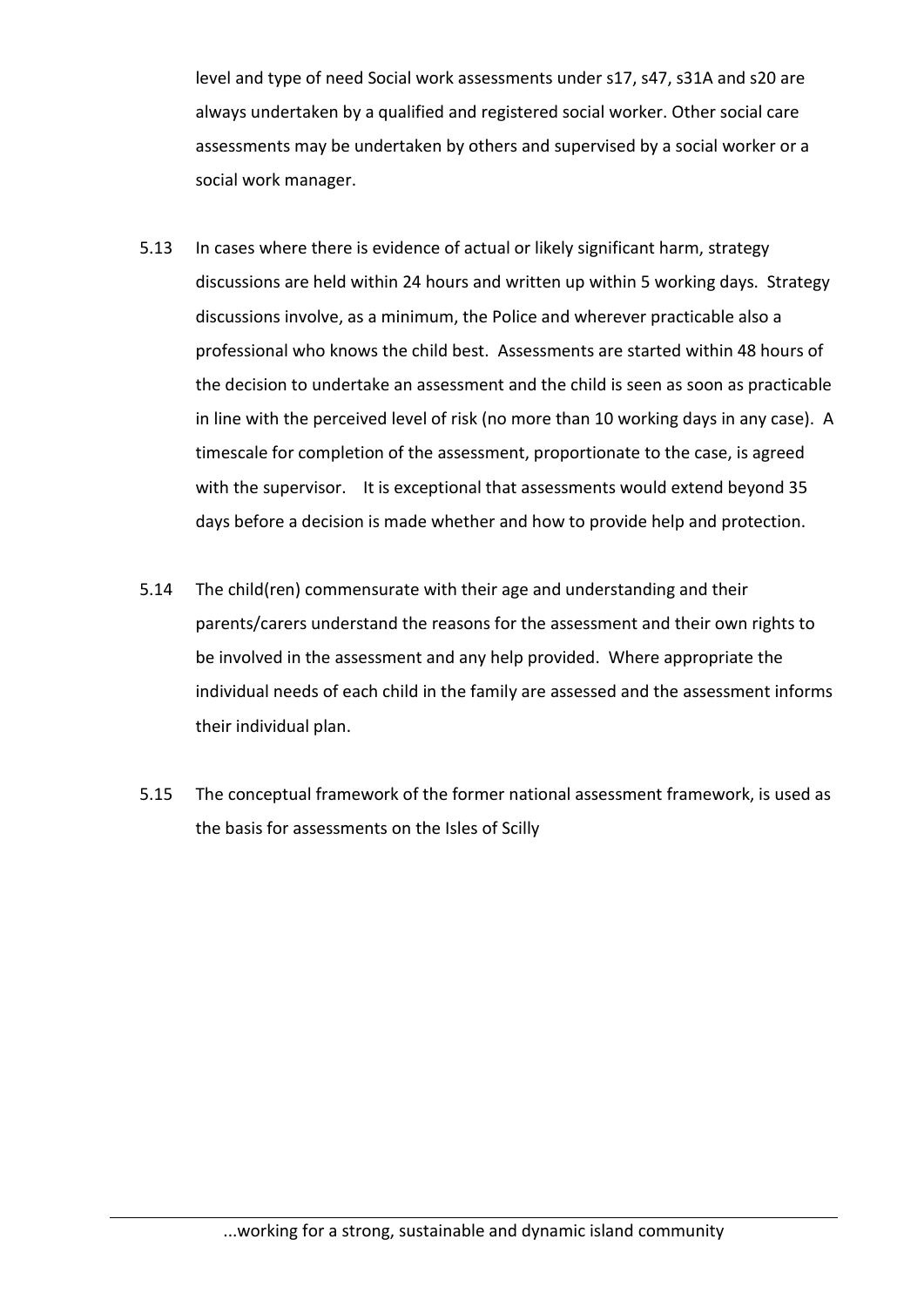level and type of need Social work assessments under s17, s47, s31A and s20 are always undertaken by a qualified and registered social worker. Other social care assessments may be undertaken by others and supervised by a social worker or a social work manager.

5.13 In cases where there is evidence of actual or likely significant harm, strategy discussions are held within 24 hours and written up within 5 working days. Strategy discussions involve, as a minimum, the Police and wherever practicable also a professional who knows the child best. Assessments are started within 48 hours of the decision to undertake an assessment and the child is seen as soon as practicable in line with the perceived level of risk (no more than 10 working days in any case). A timescale for completion of the assessment, proportionate to the case, is agreed with the supervisor. It is exceptional that assessments would extend beyond 35 days before a decision is made whether and how to provide help and protection.

5.14 The child(ren) commensurate with their age and understanding and their parents/carers understand the reasons for the assessment and their own rights to be involved in the assessment and any help provided. Where appropriate the individual needs of each child in the family are assessed and the assessment informs their individual plan.

5.15 The conceptual framework of the former national assessment framework, is used as the basis for assessments on the Isles of Scilly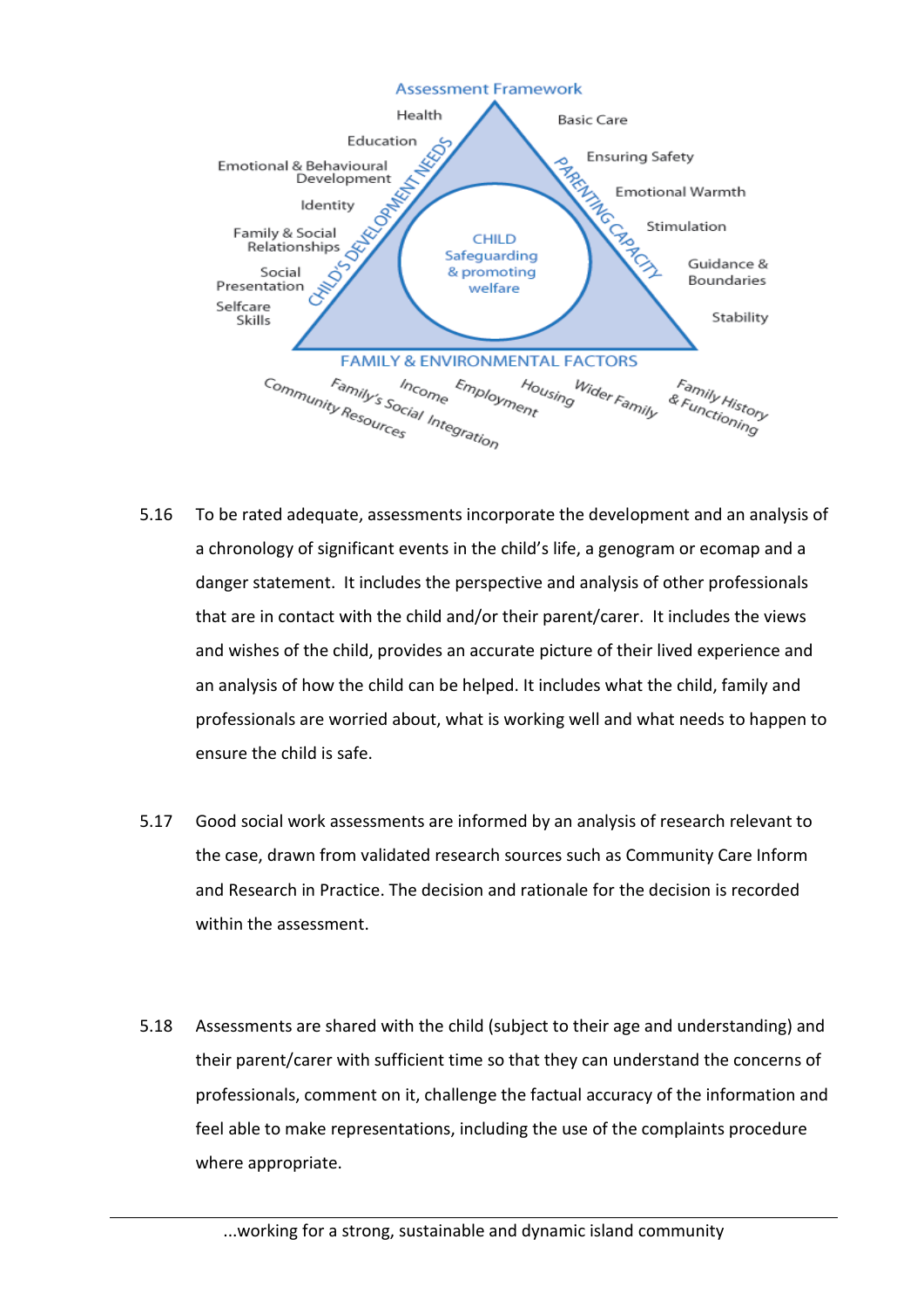**Assessment Framework**

CHILD
Safeguarding & promoting welfare

CHILD'S DEVELOPMENT NEEDS
- Health
- Education
- Emotional & Behavioural Development
- Identity
- Family & Social Relationships
- Social Presentation
- Selfcare Skills

PARENTING CAPACITY
- Basic Care
- Ensuring Safety
- Emotional Warmth
- Stimulation
- Guidance & Boundaries
- Stability

FAMILY & ENVIRONMENTAL FACTORS
- Community Resources
- Family's Social Integration
- Income
- Employment
- Housing
- Wider Family
- Family History & Functioning

5.16 To be rated adequate, assessments incorporate the development and an analysis of a chronology of significant events in the child's life, a genogram or ecomap and a danger statement. It includes the perspective and analysis of other professionals that are in contact with the child and/or their parent/carer. It includes the views and wishes of the child, provides an accurate picture of their lived experience and an analysis of how the child can be helped. It includes what the child, family and professionals are worried about, what is working well and what needs to happen to ensure the child is safe.

5.17 Good social work assessments are informed by an analysis of research relevant to the case, drawn from validated research sources such as Community Care Inform and Research in Practice. The decision and rationale for the decision is recorded within the assessment.

5.18 Assessments are shared with the child (subject to their age and understanding) and their parent/carer with sufficient time so that they can understand the concerns of professionals, comment on it, challenge the factual accuracy of the information and feel able to make representations, including the use of the complaints procedure where appropriate.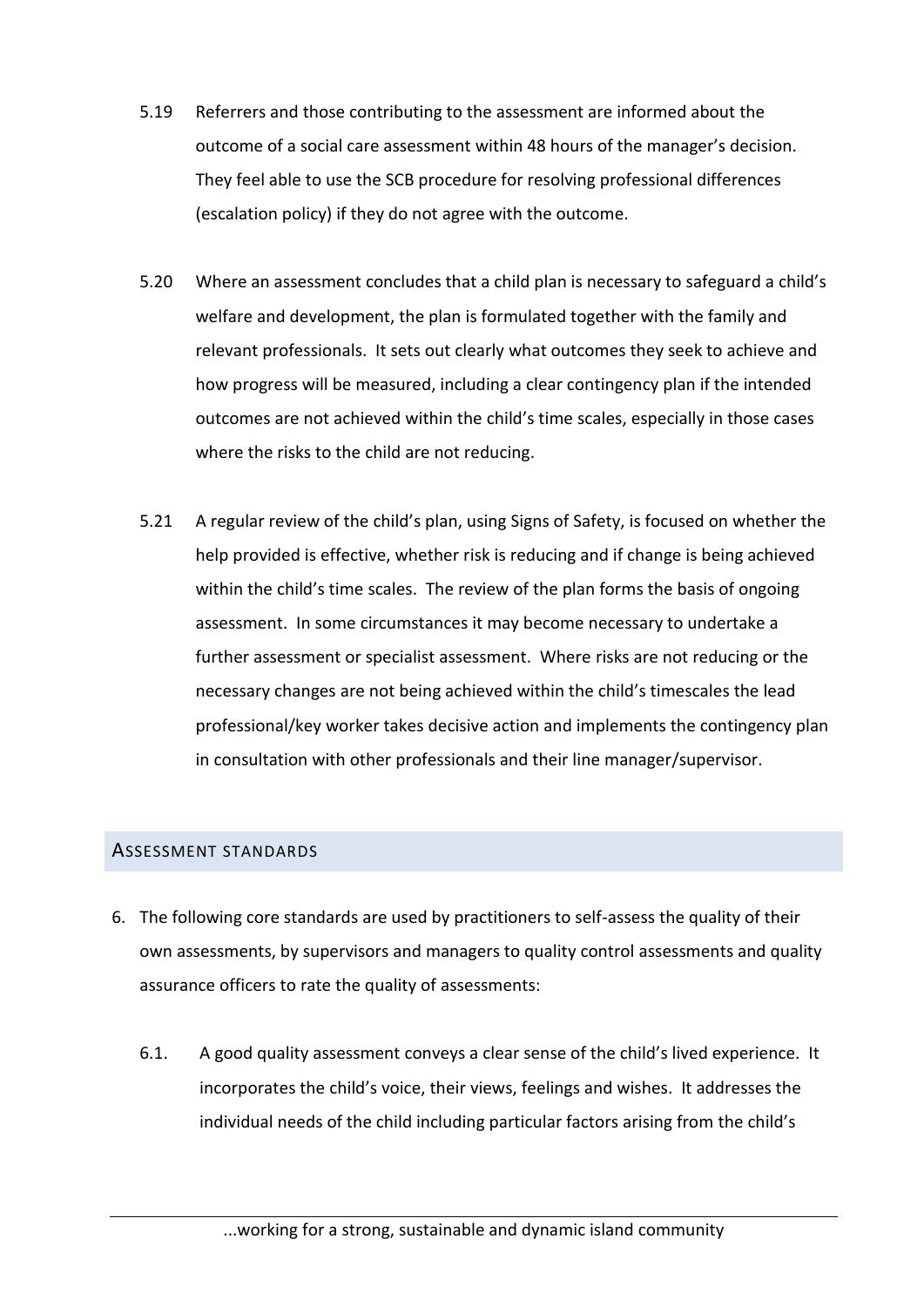5.19 Referrers and those contributing to the assessment are informed about the outcome of a social care assessment within 48 hours of the manager's decision. They feel able to use the SCB procedure for resolving professional differences (escalation policy) if they do not agree with the outcome.

5.20 Where an assessment concludes that a child plan is necessary to safeguard a child's welfare and development, the plan is formulated together with the family and relevant professionals. It sets out clearly what outcomes they seek to achieve and how progress will be measured, including a clear contingency plan if the intended outcomes are not achieved within the child's time scales, especially in those cases where the risks to the child are not reducing.

5.21 A regular review of the child's plan, using Signs of Safety, is focused on whether the help provided is effective, whether risk is reducing and if change is being achieved within the child's time scales. The review of the plan forms the basis of ongoing assessment. In some circumstances it may become necessary to undertake a further assessment or specialist assessment. Where risks are not reducing or the necessary changes are not being achieved within the child's timescales the lead professional/key worker takes decisive action and implements the contingency plan in consultation with other professionals and their line manager/supervisor.

## ASSESSMENT STANDARDS

6. The following core standards are used by practitioners to self-assess the quality of their own assessments, by supervisors and managers to quality control assessments and quality assurance officers to rate the quality of assessments:

   6.1. A good quality assessment conveys a clear sense of the child's lived experience. It incorporates the child's voice, their views, feelings and wishes. It addresses the individual needs of the child including particular factors arising from the child's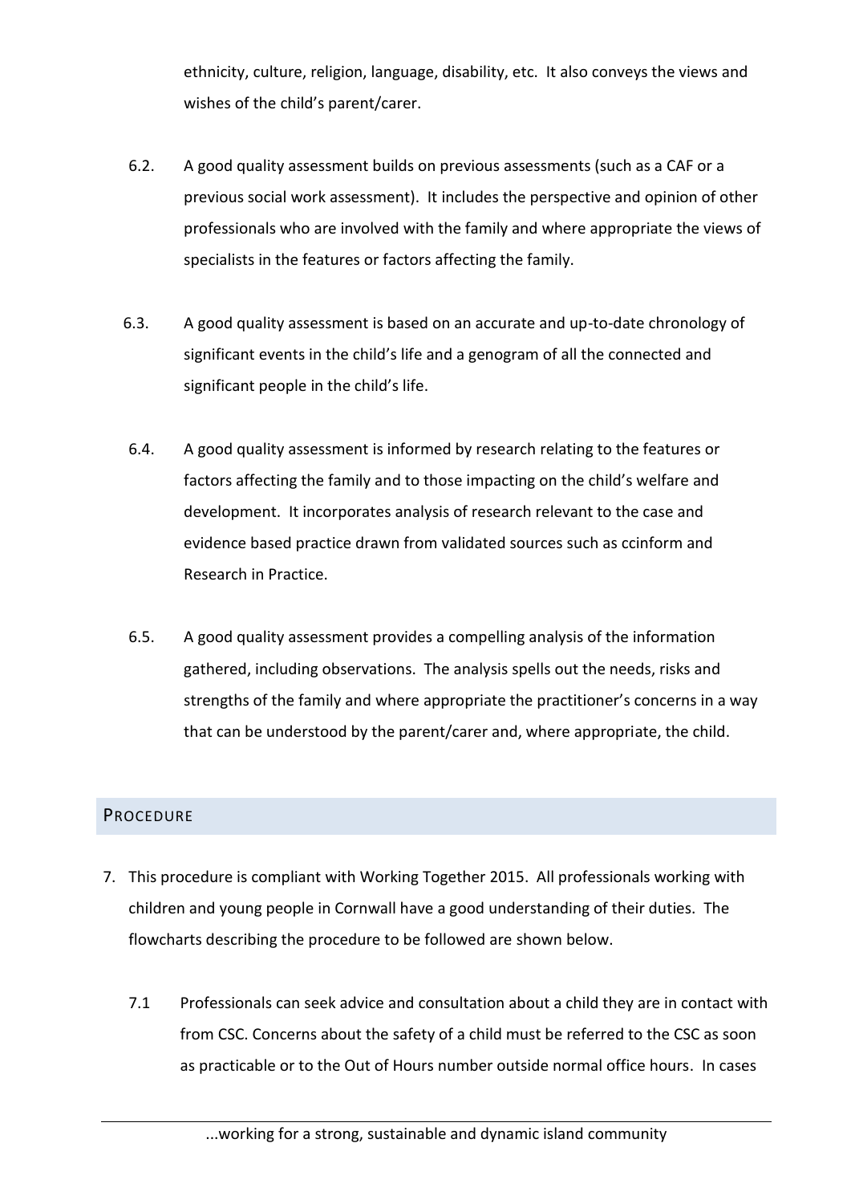ethnicity, culture, religion, language, disability, etc. It also conveys the views and wishes of the child's parent/carer.

6.2. A good quality assessment builds on previous assessments (such as a CAF or a previous social work assessment). It includes the perspective and opinion of other professionals who are involved with the family and where appropriate the views of specialists in the features or factors affecting the family.

6.3. A good quality assessment is based on an accurate and up-to-date chronology of significant events in the child's life and a genogram of all the connected and significant people in the child's life.

6.4. A good quality assessment is informed by research relating to the features or factors affecting the family and to those impacting on the child's welfare and development. It incorporates analysis of research relevant to the case and evidence based practice drawn from validated sources such as ccinform and Research in Practice.

6.5. A good quality assessment provides a compelling analysis of the information gathered, including observations. The analysis spells out the needs, risks and strengths of the family and where appropriate the practitioner's concerns in a way that can be understood by the parent/carer and, where appropriate, the child.

## Procedure

7. This procedure is compliant with Working Together 2015. All professionals working with children and young people in Cornwall have a good understanding of their duties. The flowcharts describing the procedure to be followed are shown below.

7.1 Professionals can seek advice and consultation about a child they are in contact with from CSC. Concerns about the safety of a child must be referred to the CSC as soon as practicable or to the Out of Hours number outside normal office hours. In cases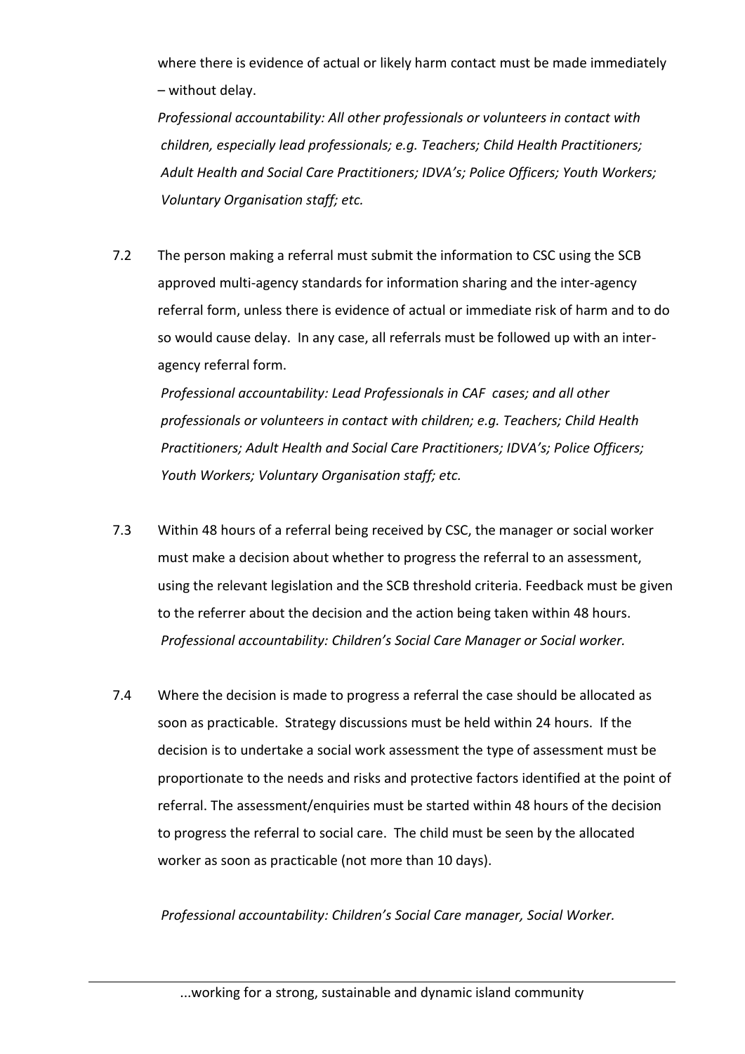where there is evidence of actual or likely harm contact must be made immediately – without delay.

*Professional accountability: All other professionals or volunteers in contact with children, especially lead professionals; e.g. Teachers; Child Health Practitioners; Adult Health and Social Care Practitioners; IDVA's; Police Officers; Youth Workers; Voluntary Organisation staff; etc.*

7.2 The person making a referral must submit the information to CSC using the SCB approved multi-agency standards for information sharing and the inter-agency referral form, unless there is evidence of actual or immediate risk of harm and to do so would cause delay. In any case, all referrals must be followed up with an inter-agency referral form.

*Professional accountability: Lead Professionals in CAF cases; and all other professionals or volunteers in contact with children; e.g. Teachers; Child Health Practitioners; Adult Health and Social Care Practitioners; IDVA's; Police Officers; Youth Workers; Voluntary Organisation staff; etc.*

7.3 Within 48 hours of a referral being received by CSC, the manager or social worker must make a decision about whether to progress the referral to an assessment, using the relevant legislation and the SCB threshold criteria. Feedback must be given to the referrer about the decision and the action being taken within 48 hours.

*Professional accountability: Children's Social Care Manager or Social worker.*

7.4 Where the decision is made to progress a referral the case should be allocated as soon as practicable. Strategy discussions must be held within 24 hours. If the decision is to undertake a social work assessment the type of assessment must be proportionate to the needs and risks and protective factors identified at the point of referral. The assessment/enquiries must be started within 48 hours of the decision to progress the referral to social care. The child must be seen by the allocated worker as soon as practicable (not more than 10 days).

*Professional accountability: Children's Social Care manager, Social Worker.*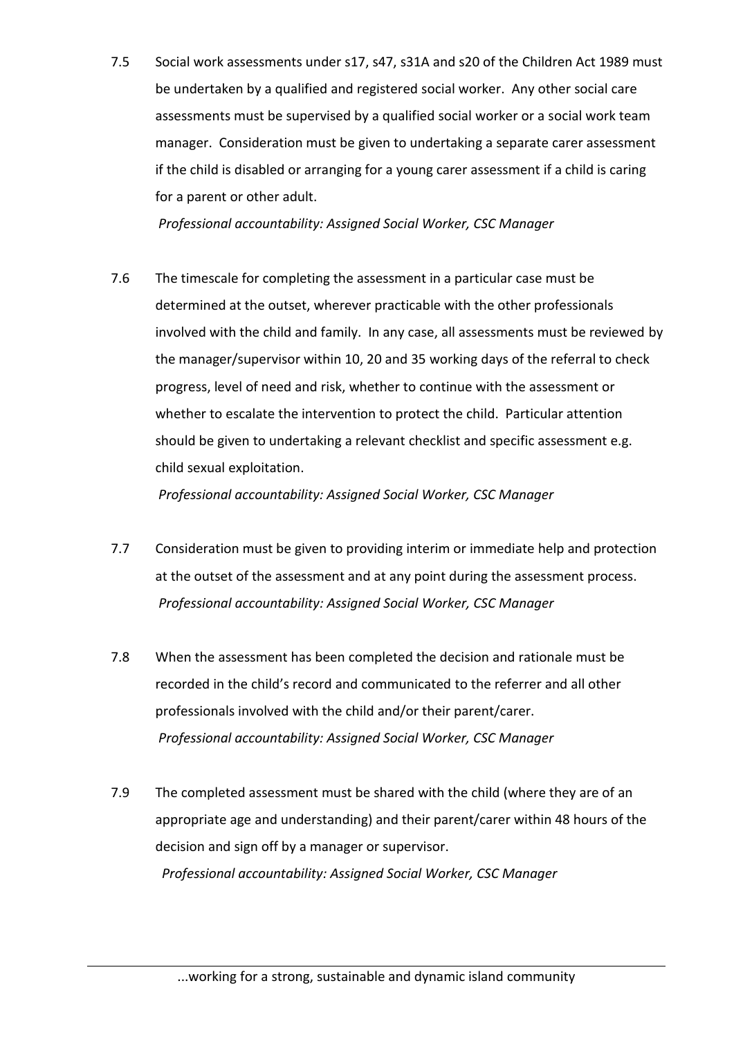7.5 Social work assessments under s17, s47, s31A and s20 of the Children Act 1989 must be undertaken by a qualified and registered social worker. Any other social care assessments must be supervised by a qualified social worker or a social work team manager. Consideration must be given to undertaking a separate carer assessment if the child is disabled or arranging for a young carer assessment if a child is caring for a parent or other adult.

*Professional accountability: Assigned Social Worker, CSC Manager*

7.6 The timescale for completing the assessment in a particular case must be determined at the outset, wherever practicable with the other professionals involved with the child and family. In any case, all assessments must be reviewed by the manager/supervisor within 10, 20 and 35 working days of the referral to check progress, level of need and risk, whether to continue with the assessment or whether to escalate the intervention to protect the child. Particular attention should be given to undertaking a relevant checklist and specific assessment e.g. child sexual exploitation.

*Professional accountability: Assigned Social Worker, CSC Manager*

7.7 Consideration must be given to providing interim or immediate help and protection at the outset of the assessment and at any point during the assessment process.

*Professional accountability: Assigned Social Worker, CSC Manager*

7.8 When the assessment has been completed the decision and rationale must be recorded in the child's record and communicated to the referrer and all other professionals involved with the child and/or their parent/carer.

*Professional accountability: Assigned Social Worker, CSC Manager*

7.9 The completed assessment must be shared with the child (where they are of an appropriate age and understanding) and their parent/carer within 48 hours of the decision and sign off by a manager or supervisor.

*Professional accountability: Assigned Social Worker, CSC Manager*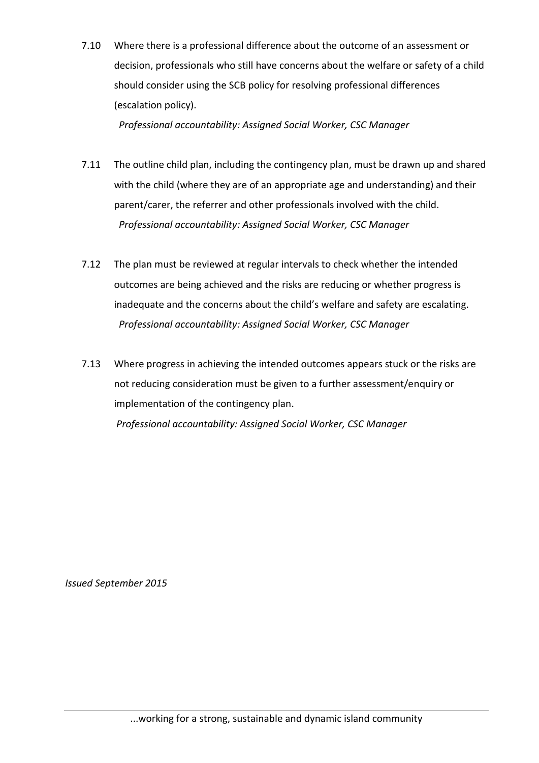7.10 Where there is a professional difference about the outcome of an assessment or decision, professionals who still have concerns about the welfare or safety of a child should consider using the SCB policy for resolving professional differences (escalation policy).

*Professional accountability: Assigned Social Worker, CSC Manager*

7.11 The outline child plan, including the contingency plan, must be drawn up and shared with the child (where they are of an appropriate age and understanding) and their parent/carer, the referrer and other professionals involved with the child.

*Professional accountability: Assigned Social Worker, CSC Manager*

7.12 The plan must be reviewed at regular intervals to check whether the intended outcomes are being achieved and the risks are reducing or whether progress is inadequate and the concerns about the child's welfare and safety are escalating.

*Professional accountability: Assigned Social Worker, CSC Manager*

7.13 Where progress in achieving the intended outcomes appears stuck or the risks are not reducing consideration must be given to a further assessment/enquiry or implementation of the contingency plan.

*Professional accountability: Assigned Social Worker, CSC Manager*

*Issued September 2015*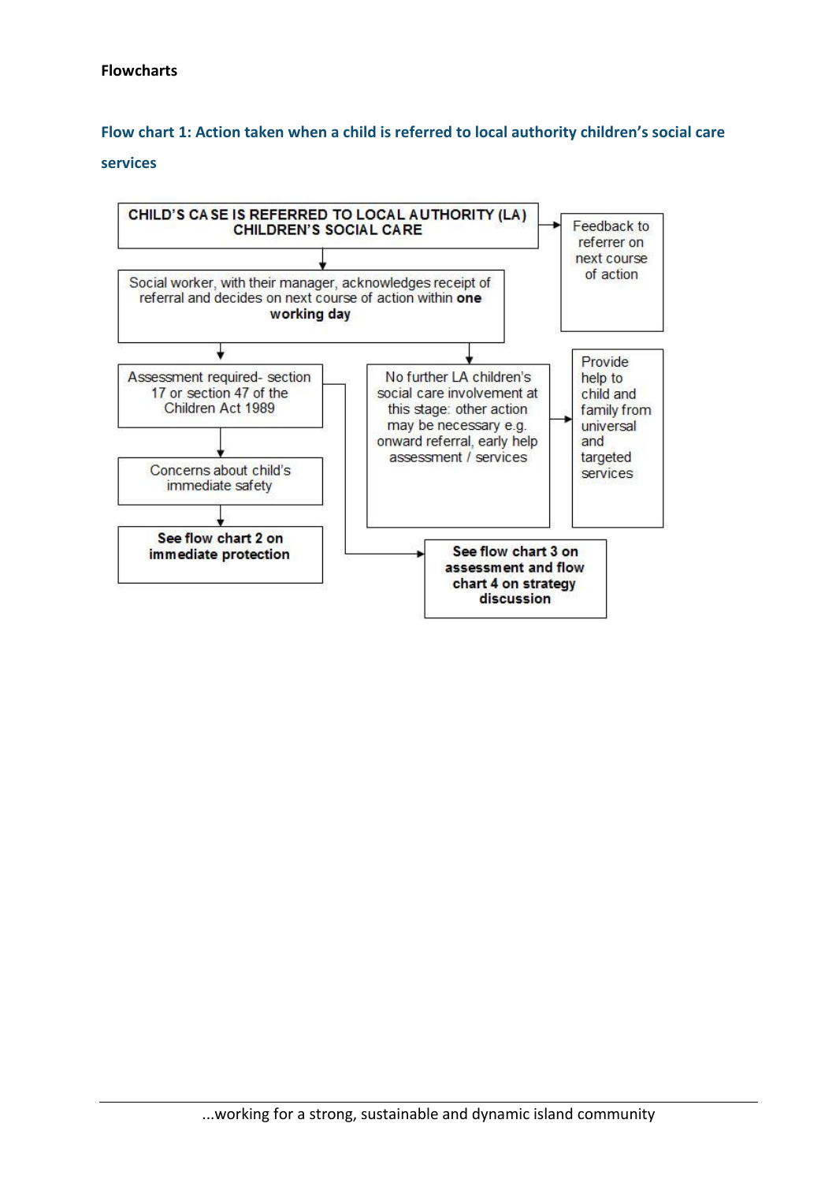**Flowcharts**

## Flow chart 1: Action taken when a child is referred to local authority children's social care services

**CHILD'S CASE IS REFERRED TO LOCAL AUTHORITY (LA) CHILDREN'S SOCIAL CARE** → Feedback to referrer on next course of action

↓

Social worker, with their manager, acknowledges receipt of referral and decides on next course of action within **one working day**

↓

- Assessment required- section 17 or section 47 of the Children Act 1989
  - ↓ Concerns about child's immediate safety
    - ↓ **See flow chart 2 on immediate protection**
  - → **See flow chart 3 on assessment and flow chart 4 on strategy discussion**
- No further LA children's social care involvement at this stage: other action may be necessary e.g. onward referral, early help assessment / services → Provide help to child and family from universal and targeted services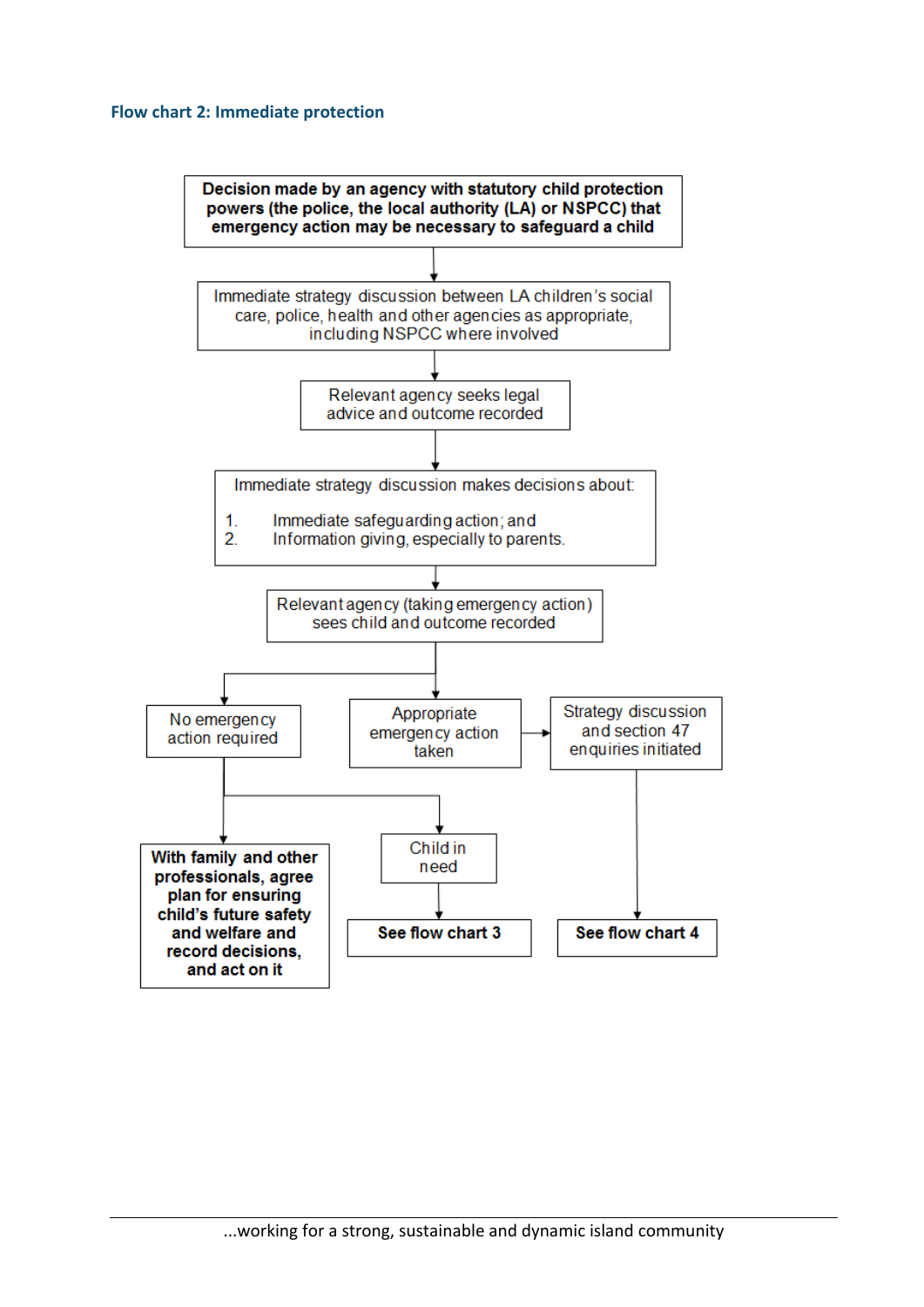### Flow chart 2: Immediate protection

**Decision made by an agency with statutory child protection powers (the police, the local authority (LA) or NSPCC) that emergency action may be necessary to safeguard a child**

↓

Immediate strategy discussion between LA children's social care, police, health and other agencies as appropriate, including NSPCC where involved

↓

Relevant agency seeks legal advice and outcome recorded

↓

Immediate strategy discussion makes decisions about:

1. Immediate safeguarding action; and
2. Information giving, especially to parents.

↓

Relevant agency (taking emergency action) sees child and outcome recorded

↓

- No emergency action required
  - → **With family and other professionals, agree plan for ensuring child's future safety and welfare and record decisions, and act on it**
  - → Child in need → **See flow chart 3**
- Appropriate emergency action taken → Strategy discussion and section 47 enquiries initiated → **See flow chart 4**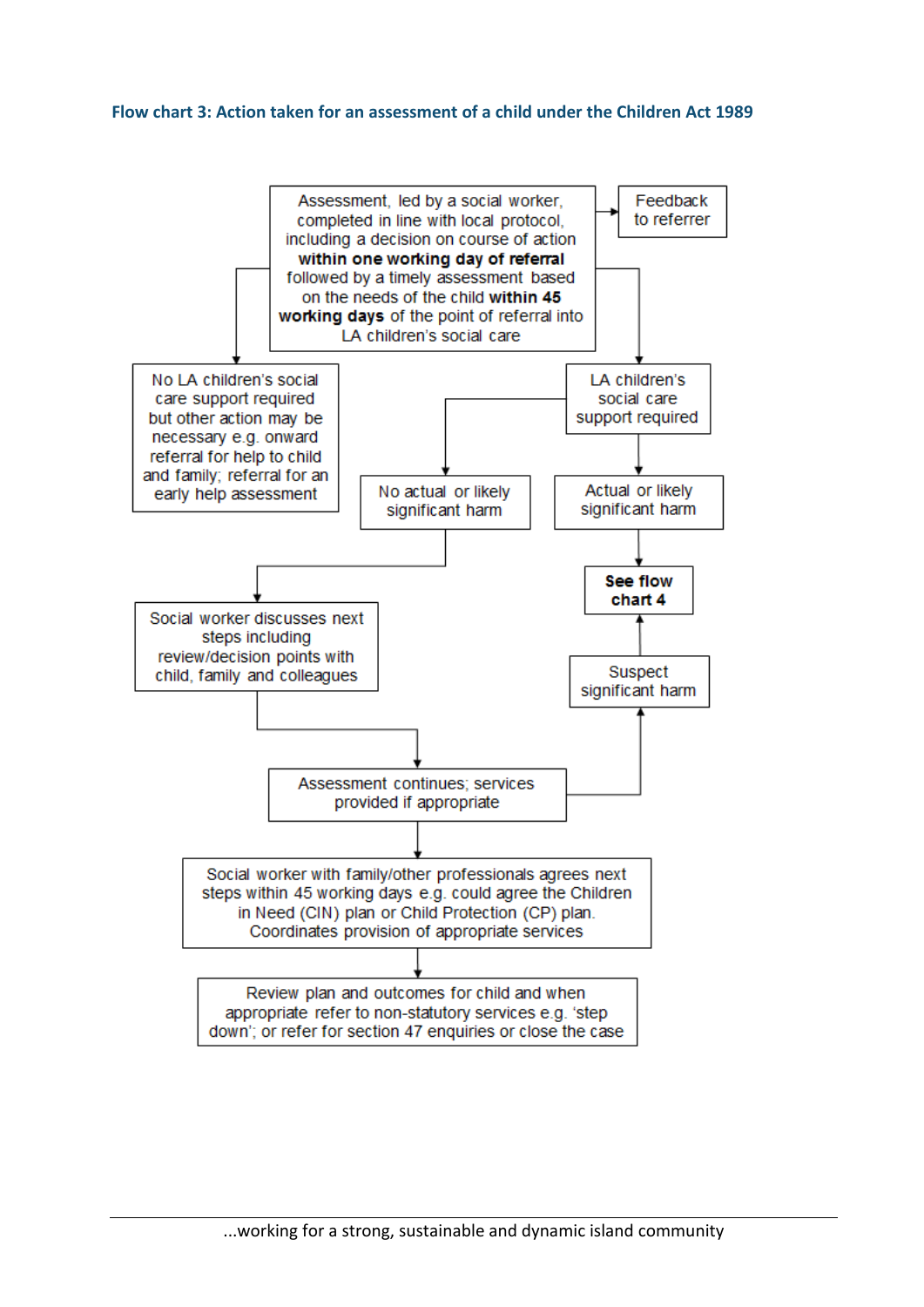### Flow chart 3: Action taken for an assessment of a child under the Children Act 1989

Assessment, led by a social worker, completed in line with local protocol, including a decision on course of action **within one working day of referral** followed by a timely assessment based on the needs of the child **within 45 working days** of the point of referral into LA children's social care

Feedback to referrer

No LA children's social care support required but other action may be necessary e.g. onward referral for help to child and family; referral for an early help assessment

LA children's social care support required

No actual or likely significant harm

Actual or likely significant harm

**See flow chart 4**

Social worker discusses next steps including review/decision points with child, family and colleagues

Suspect significant harm

Assessment continues; services provided if appropriate

Social worker with family/other professionals agrees next steps within 45 working days e.g. could agree the Children in Need (CIN) plan or Child Protection (CP) plan. Coordinates provision of appropriate services

Review plan and outcomes for child and when appropriate refer to non-statutory services e.g. 'step down'; or refer for section 47 enquiries or close the case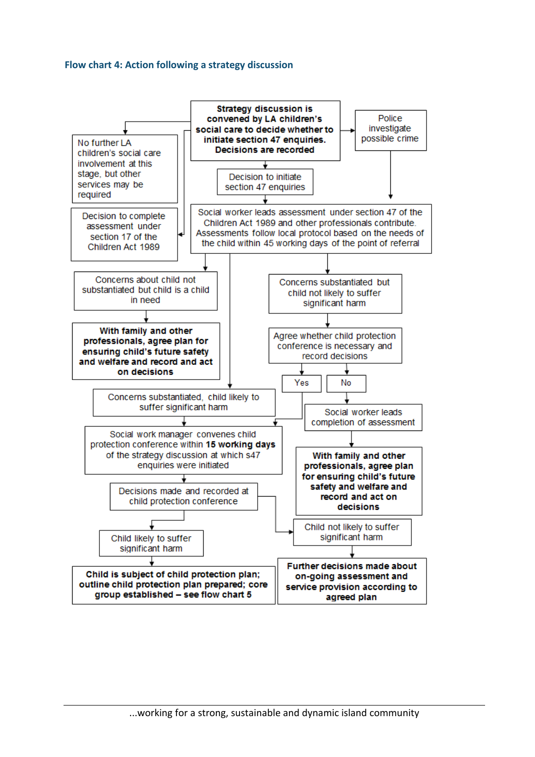### Flow chart 4: Action following a strategy discussion

**Strategy discussion is convened by LA children's social care to decide whether to initiate section 47 enquiries. Decisions are recorded**

Police investigate possible crime

No further LA children's social care involvement at this stage, but other services may be required

Decision to initiate section 47 enquiries

Decision to complete assessment under section 17 of the Children Act 1989

Social worker leads assessment under section 47 of the Children Act 1989 and other professionals contribute. Assessments follow local protocol based on the needs of the child within 45 working days of the point of referral

Concerns about child not substantiated but child is a child in need

Concerns substantiated but child not likely to suffer significant harm

**With family and other professionals, agree plan for ensuring child's future safety and welfare and record and act on decisions**

Agree whether child protection conference is necessary and record decisions

Yes

No

Concerns substantiated, child likely to suffer significant harm

Social worker leads completion of assessment

Social work manager convenes child protection conference within **15 working days** of the strategy discussion at which s47 enquiries were initiated

**With family and other professionals, agree plan for ensuring child's future safety and welfare and record and act on decisions**

Decisions made and recorded at child protection conference

Child not likely to suffer significant harm

Child likely to suffer significant harm

**Child is subject of child protection plan; outline child protection plan prepared; core group established – see flow chart 5**

**Further decisions made about on-going assessment and service provision according to agreed plan**